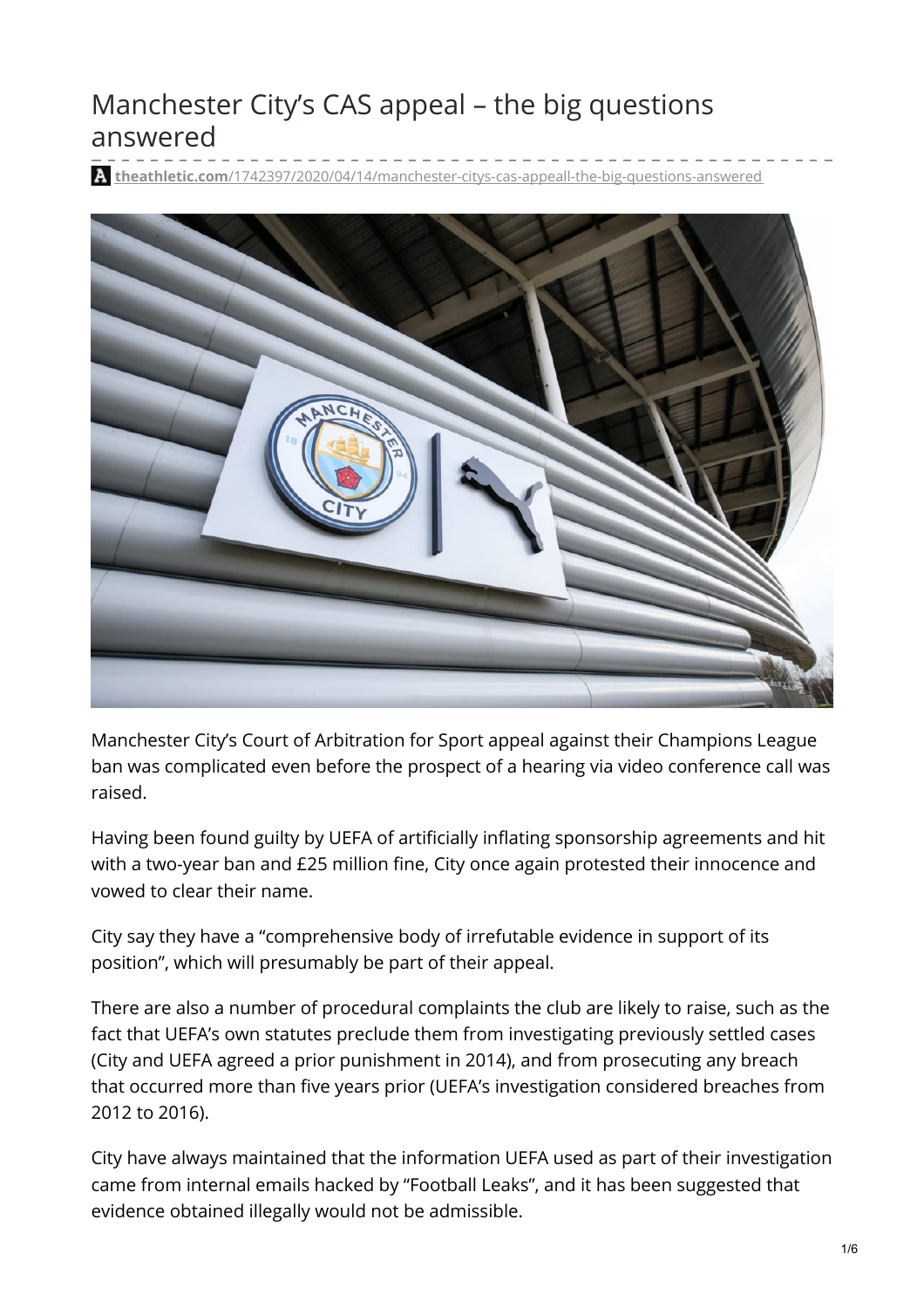# Manchester City's CAS appeal – the big questions answered

**theathletic.com**/1742397/2020/04/14/manchester-citys-cas-appeall-the-big-questions-answered

Manchester City's Court of Arbitration for Sport appeal against their Champions League ban was complicated even before the prospect of a hearing via video conference call was raised.

Having been found guilty by UEFA of artificially inflating sponsorship agreements and hit with a two-year ban and £25 million fine, City once again protested their innocence and vowed to clear their name.

City say they have a "comprehensive body of irrefutable evidence in support of its position", which will presumably be part of their appeal.

There are also a number of procedural complaints the club are likely to raise, such as the fact that UEFA's own statutes preclude them from investigating previously settled cases (City and UEFA agreed a prior punishment in 2014), and from prosecuting any breach that occurred more than five years prior (UEFA's investigation considered breaches from 2012 to 2016).

City have always maintained that the information UEFA used as part of their investigation came from internal emails hacked by "Football Leaks", and it has been suggested that evidence obtained illegally would not be admissible.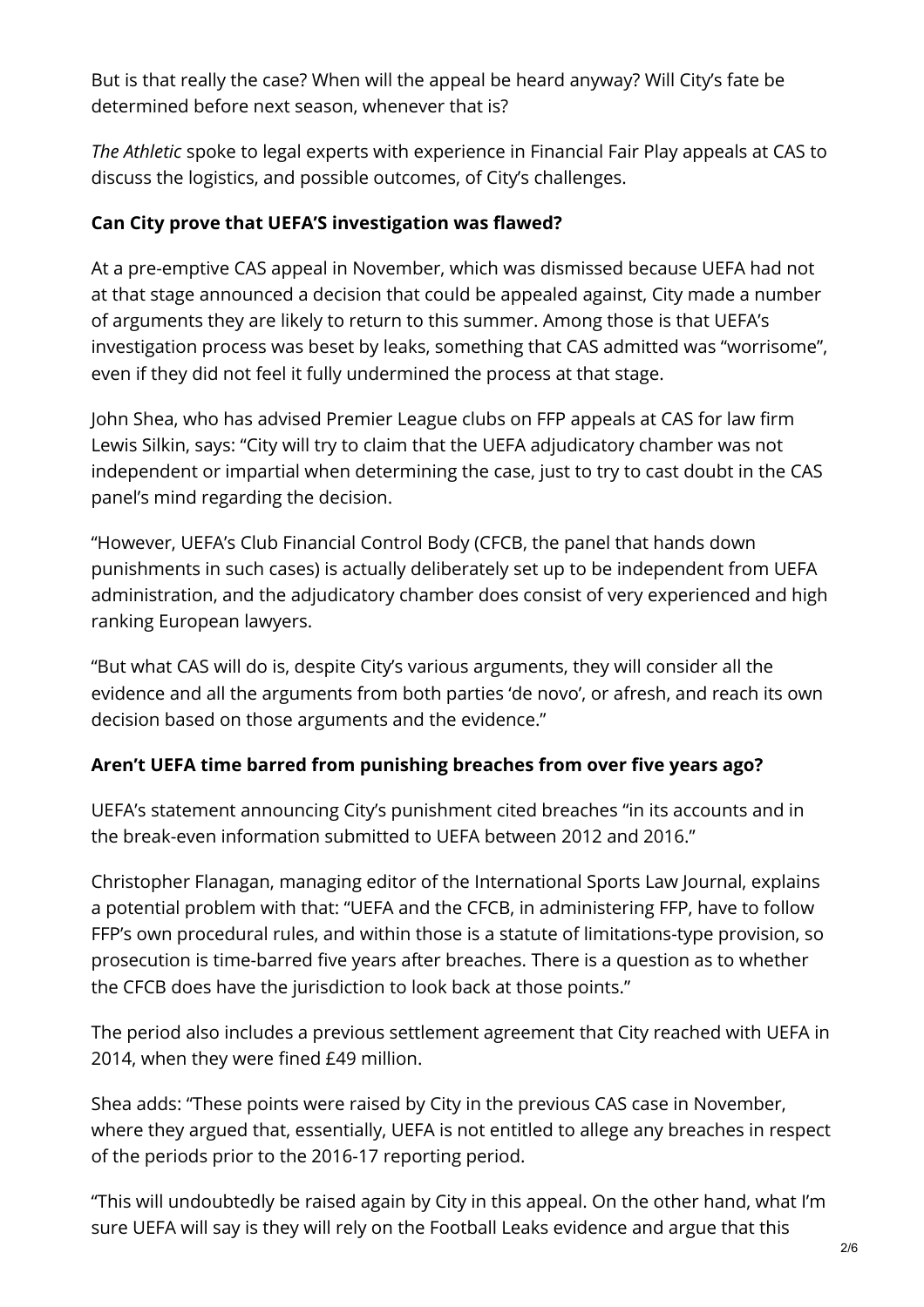But is that really the case? When will the appeal be heard anyway? Will City's fate be determined before next season, whenever that is?

*The Athletic* spoke to legal experts with experience in Financial Fair Play appeals at CAS to discuss the logistics, and possible outcomes, of City's challenges.

**Can City prove that UEFA'S investigation was flawed?**

At a pre-emptive CAS appeal in November, which was dismissed because UEFA had not at that stage announced a decision that could be appealed against, City made a number of arguments they are likely to return to this summer. Among those is that UEFA's investigation process was beset by leaks, something that CAS admitted was "worrisome", even if they did not feel it fully undermined the process at that stage.

John Shea, who has advised Premier League clubs on FFP appeals at CAS for law firm Lewis Silkin, says: "City will try to claim that the UEFA adjudicatory chamber was not independent or impartial when determining the case, just to try to cast doubt in the CAS panel's mind regarding the decision.

"However, UEFA's Club Financial Control Body (CFCB, the panel that hands down punishments in such cases) is actually deliberately set up to be independent from UEFA administration, and the adjudicatory chamber does consist of very experienced and high ranking European lawyers.

"But what CAS will do is, despite City's various arguments, they will consider all the evidence and all the arguments from both parties 'de novo', or afresh, and reach its own decision based on those arguments and the evidence."

**Aren't UEFA time barred from punishing breaches from over five years ago?**

UEFA's statement announcing City's punishment cited breaches "in its accounts and in the break-even information submitted to UEFA between 2012 and 2016."

Christopher Flanagan, managing editor of the International Sports Law Journal, explains a potential problem with that: "UEFA and the CFCB, in administering FFP, have to follow FFP's own procedural rules, and within those is a statute of limitations-type provision, so prosecution is time-barred five years after breaches. There is a question as to whether the CFCB does have the jurisdiction to look back at those points."

The period also includes a previous settlement agreement that City reached with UEFA in 2014, when they were fined £49 million.

Shea adds: "These points were raised by City in the previous CAS case in November, where they argued that, essentially, UEFA is not entitled to allege any breaches in respect of the periods prior to the 2016-17 reporting period.

"This will undoubtedly be raised again by City in this appeal. On the other hand, what I'm sure UEFA will say is they will rely on the Football Leaks evidence and argue that this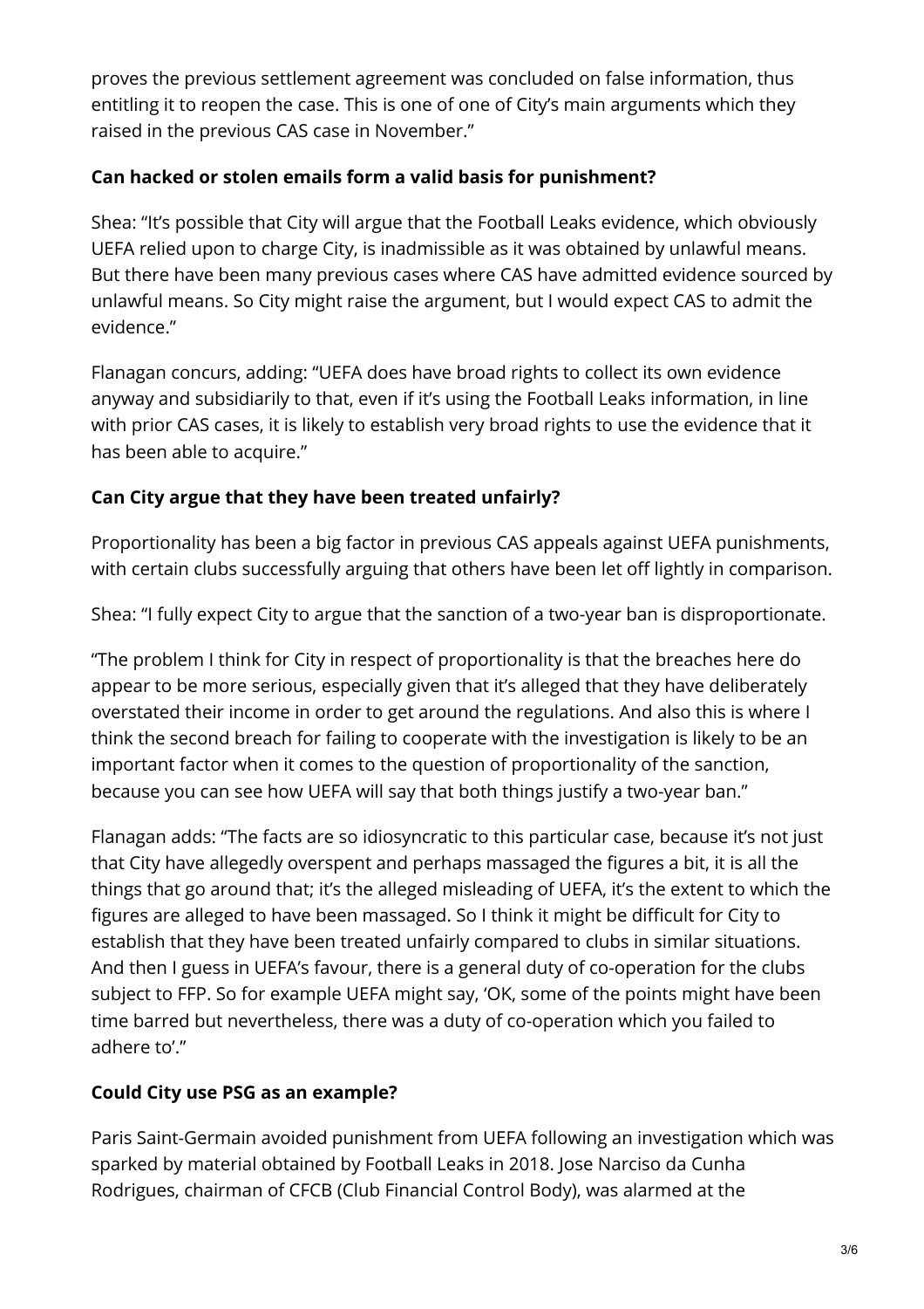proves the previous settlement agreement was concluded on false information, thus entitling it to reopen the case. This is one of one of City's main arguments which they raised in the previous CAS case in November."

**Can hacked or stolen emails form a valid basis for punishment?**

Shea: "It's possible that City will argue that the Football Leaks evidence, which obviously UEFA relied upon to charge City, is inadmissible as it was obtained by unlawful means. But there have been many previous cases where CAS have admitted evidence sourced by unlawful means. So City might raise the argument, but I would expect CAS to admit the evidence."

Flanagan concurs, adding: "UEFA does have broad rights to collect its own evidence anyway and subsidiarily to that, even if it's using the Football Leaks information, in line with prior CAS cases, it is likely to establish very broad rights to use the evidence that it has been able to acquire."

**Can City argue that they have been treated unfairly?**

Proportionality has been a big factor in previous CAS appeals against UEFA punishments, with certain clubs successfully arguing that others have been let off lightly in comparison.

Shea: "I fully expect City to argue that the sanction of a two-year ban is disproportionate.

"The problem I think for City in respect of proportionality is that the breaches here do appear to be more serious, especially given that it's alleged that they have deliberately overstated their income in order to get around the regulations. And also this is where I think the second breach for failing to cooperate with the investigation is likely to be an important factor when it comes to the question of proportionality of the sanction, because you can see how UEFA will say that both things justify a two-year ban."

Flanagan adds: "The facts are so idiosyncratic to this particular case, because it's not just that City have allegedly overspent and perhaps massaged the figures a bit, it is all the things that go around that; it's the alleged misleading of UEFA, it's the extent to which the figures are alleged to have been massaged. So I think it might be difficult for City to establish that they have been treated unfairly compared to clubs in similar situations. And then I guess in UEFA's favour, there is a general duty of co-operation for the clubs subject to FFP. So for example UEFA might say, 'OK, some of the points might have been time barred but nevertheless, there was a duty of co-operation which you failed to adhere to'."

**Could City use PSG as an example?**

Paris Saint-Germain avoided punishment from UEFA following an investigation which was sparked by material obtained by Football Leaks in 2018. Jose Narciso da Cunha Rodrigues, chairman of CFCB (Club Financial Control Body), was alarmed at the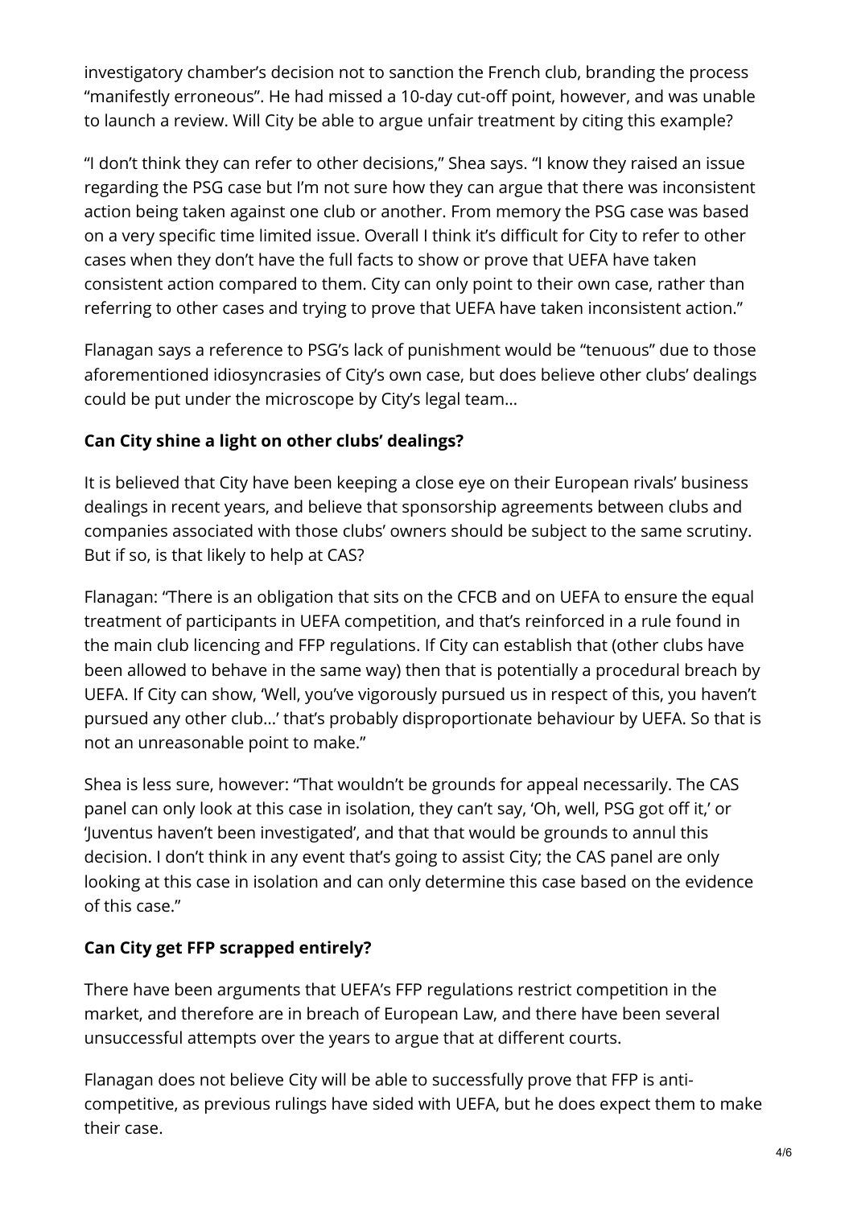investigatory chamber's decision not to sanction the French club, branding the process "manifestly erroneous". He had missed a 10-day cut-off point, however, and was unable to launch a review. Will City be able to argue unfair treatment by citing this example?

"I don't think they can refer to other decisions," Shea says. "I know they raised an issue regarding the PSG case but I'm not sure how they can argue that there was inconsistent action being taken against one club or another. From memory the PSG case was based on a very specific time limited issue. Overall I think it's difficult for City to refer to other cases when they don't have the full facts to show or prove that UEFA have taken consistent action compared to them. City can only point to their own case, rather than referring to other cases and trying to prove that UEFA have taken inconsistent action."

Flanagan says a reference to PSG's lack of punishment would be "tenuous" due to those aforementioned idiosyncrasies of City's own case, but does believe other clubs' dealings could be put under the microscope by City's legal team…

**Can City shine a light on other clubs' dealings?**

It is believed that City have been keeping a close eye on their European rivals' business dealings in recent years, and believe that sponsorship agreements between clubs and companies associated with those clubs' owners should be subject to the same scrutiny. But if so, is that likely to help at CAS?

Flanagan: "There is an obligation that sits on the CFCB and on UEFA to ensure the equal treatment of participants in UEFA competition, and that's reinforced in a rule found in the main club licencing and FFP regulations. If City can establish that (other clubs have been allowed to behave in the same way) then that is potentially a procedural breach by UEFA. If City can show, 'Well, you've vigorously pursued us in respect of this, you haven't pursued any other club…' that's probably disproportionate behaviour by UEFA. So that is not an unreasonable point to make."

Shea is less sure, however: "That wouldn't be grounds for appeal necessarily. The CAS panel can only look at this case in isolation, they can't say, 'Oh, well, PSG got off it,' or 'Juventus haven't been investigated', and that that would be grounds to annul this decision. I don't think in any event that's going to assist City; the CAS panel are only looking at this case in isolation and can only determine this case based on the evidence of this case."

**Can City get FFP scrapped entirely?**

There have been arguments that UEFA's FFP regulations restrict competition in the market, and therefore are in breach of European Law, and there have been several unsuccessful attempts over the years to argue that at different courts.

Flanagan does not believe City will be able to successfully prove that FFP is anti-competitive, as previous rulings have sided with UEFA, but he does expect them to make their case.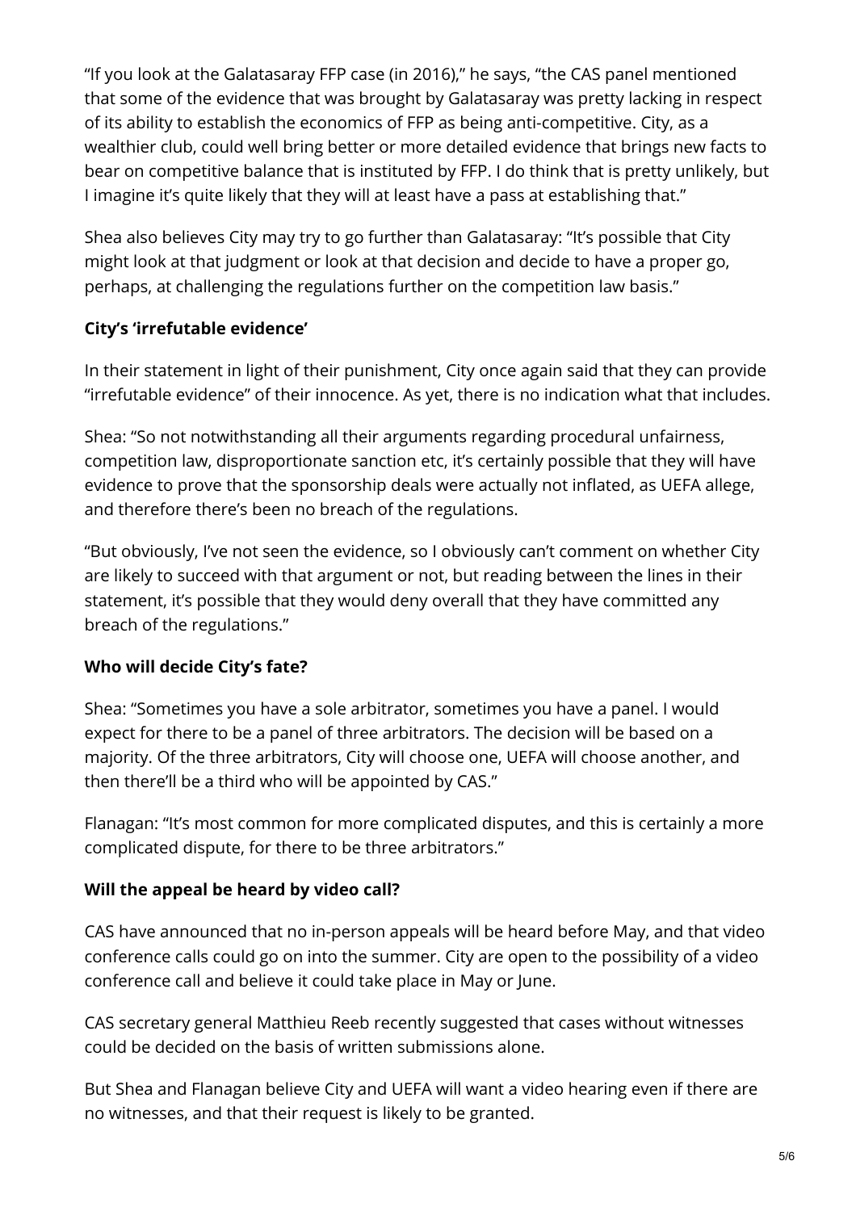"If you look at the Galatasaray FFP case (in 2016)," he says, "the CAS panel mentioned that some of the evidence that was brought by Galatasaray was pretty lacking in respect of its ability to establish the economics of FFP as being anti-competitive. City, as a wealthier club, could well bring better or more detailed evidence that brings new facts to bear on competitive balance that is instituted by FFP. I do think that is pretty unlikely, but I imagine it's quite likely that they will at least have a pass at establishing that."

Shea also believes City may try to go further than Galatasaray: "It's possible that City might look at that judgment or look at that decision and decide to have a proper go, perhaps, at challenging the regulations further on the competition law basis."

**City's 'irrefutable evidence'**

In their statement in light of their punishment, City once again said that they can provide "irrefutable evidence" of their innocence. As yet, there is no indication what that includes.

Shea: "So not notwithstanding all their arguments regarding procedural unfairness, competition law, disproportionate sanction etc, it's certainly possible that they will have evidence to prove that the sponsorship deals were actually not inflated, as UEFA allege, and therefore there's been no breach of the regulations.

"But obviously, I've not seen the evidence, so I obviously can't comment on whether City are likely to succeed with that argument or not, but reading between the lines in their statement, it's possible that they would deny overall that they have committed any breach of the regulations."

**Who will decide City's fate?**

Shea: "Sometimes you have a sole arbitrator, sometimes you have a panel. I would expect for there to be a panel of three arbitrators. The decision will be based on a majority. Of the three arbitrators, City will choose one, UEFA will choose another, and then there'll be a third who will be appointed by CAS."

Flanagan: "It's most common for more complicated disputes, and this is certainly a more complicated dispute, for there to be three arbitrators."

**Will the appeal be heard by video call?**

CAS have announced that no in-person appeals will be heard before May, and that video conference calls could go on into the summer. City are open to the possibility of a video conference call and believe it could take place in May or June.

CAS secretary general Matthieu Reeb recently suggested that cases without witnesses could be decided on the basis of written submissions alone.

But Shea and Flanagan believe City and UEFA will want a video hearing even if there are no witnesses, and that their request is likely to be granted.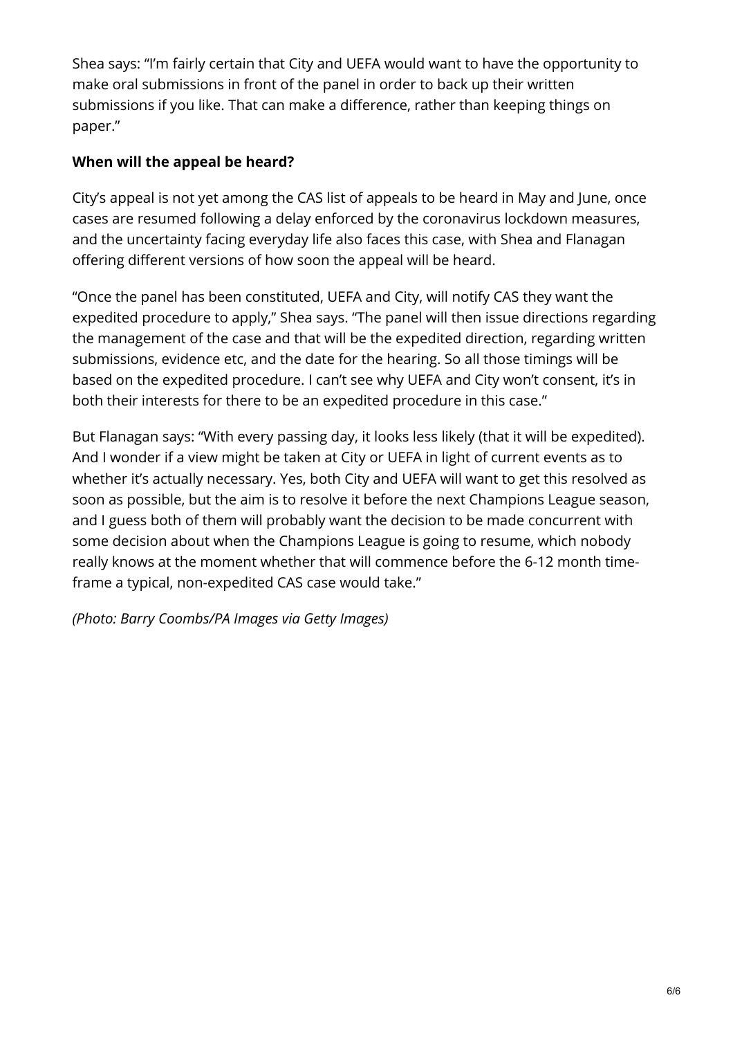Shea says: “I’m fairly certain that City and UEFA would want to have the opportunity to make oral submissions in front of the panel in order to back up their written submissions if you like. That can make a difference, rather than keeping things on paper.”

**When will the appeal be heard?**

City’s appeal is not yet among the CAS list of appeals to be heard in May and June, once cases are resumed following a delay enforced by the coronavirus lockdown measures, and the uncertainty facing everyday life also faces this case, with Shea and Flanagan offering different versions of how soon the appeal will be heard.

“Once the panel has been constituted, UEFA and City, will notify CAS they want the expedited procedure to apply,” Shea says. “The panel will then issue directions regarding the management of the case and that will be the expedited direction, regarding written submissions, evidence etc, and the date for the hearing. So all those timings will be based on the expedited procedure. I can’t see why UEFA and City won’t consent, it’s in both their interests for there to be an expedited procedure in this case.”

But Flanagan says: “With every passing day, it looks less likely (that it will be expedited). And I wonder if a view might be taken at City or UEFA in light of current events as to whether it’s actually necessary. Yes, both City and UEFA will want to get this resolved as soon as possible, but the aim is to resolve it before the next Champions League season, and I guess both of them will probably want the decision to be made concurrent with some decision about when the Champions League is going to resume, which nobody really knows at the moment whether that will commence before the 6-12 month time-frame a typical, non-expedited CAS case would take.”

*(Photo: Barry Coombs/PA Images via Getty Images)*